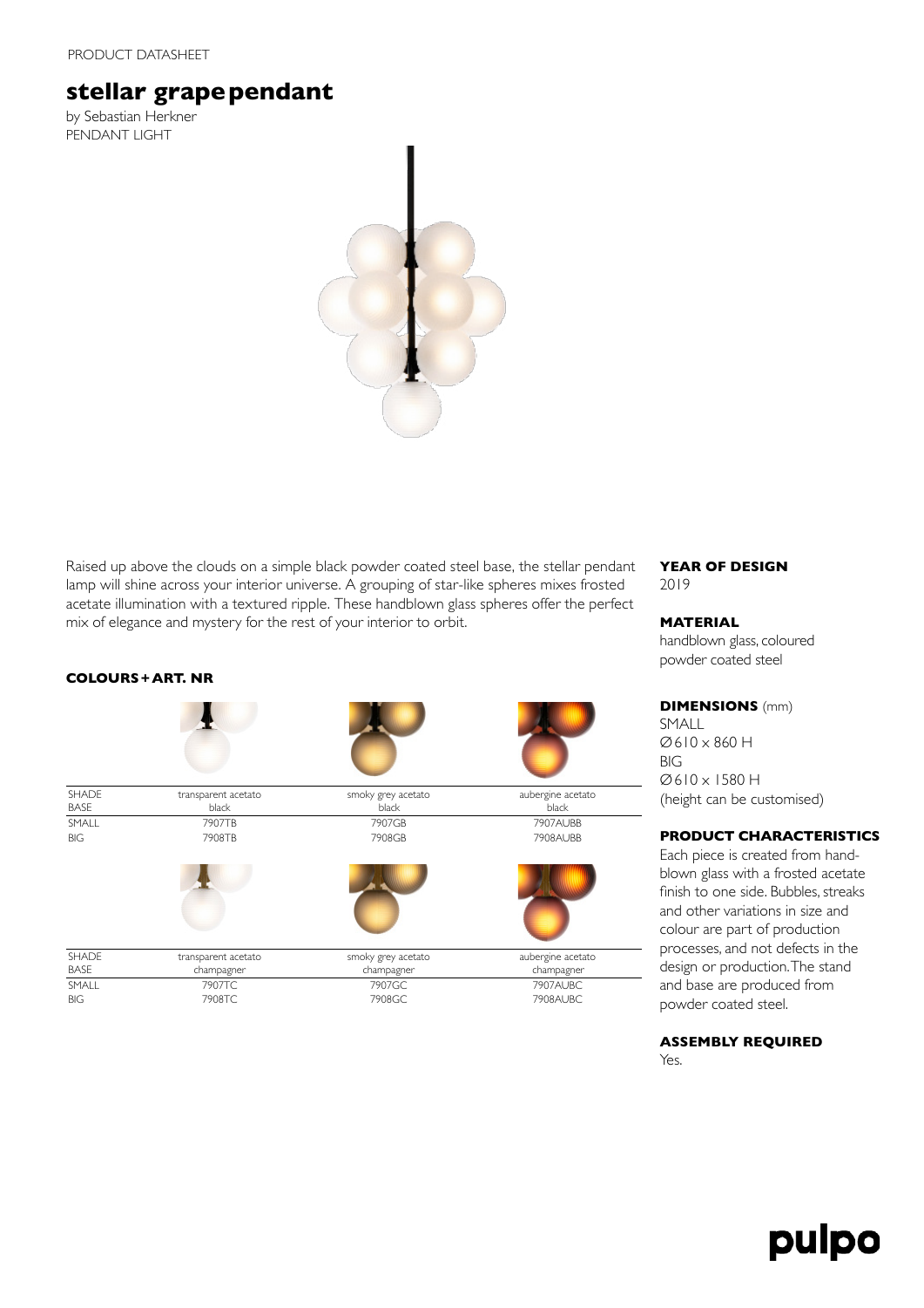PRODUCT DATASHEET

# stellar grape pendant

by Sebastian Herkner
PENDANT LIGHT

Raised up above the clouds on a simple black powder coated steel base, the stellar pendant lamp will shine across your interior universe. A grouping of star-like spheres mixes frosted acetate illumination with a textured ripple. These handblown glass spheres offer the perfect mix of elegance and mystery for the rest of your interior to orbit.

**COLOURS + ART. NR**

| SHADE<br>BASE | transparent acetato<br>black | smoky grey acetato<br>black | aubergine acetato<br>black |
|---|---|---|---|
| SMALL | 7907TB | 7907GB | 7907AUBB |
| BIG | 7908TB | 7908GB | 7908AUBB |

| SHADE<br>BASE | transparent acetato<br>champagner | smoky grey acetato<br>champagner | aubergine acetato<br>champagner |
|---|---|---|---|
| SMALL | 7907TC | 7907GC | 7907AUBC |
| BIG | 7908TC | 7908GC | 7908AUBC |

**YEAR OF DESIGN**
2019

**MATERIAL**
handblown glass, coloured powder coated steel

**DIMENSIONS** (mm)
SMALL
Ø610 x 860 H
BIG
Ø610 x 1580 H
(height can be customised)

**PRODUCT CHARACTERISTICS**
Each piece is created from hand-blown glass with a frosted acetate finish to one side. Bubbles, streaks and other variations in size and colour are part of production processes, and not defects in the design or production. The stand and base are produced from powder coated steel.

**ASSEMBLY REQUIRED**
Yes.

pulpo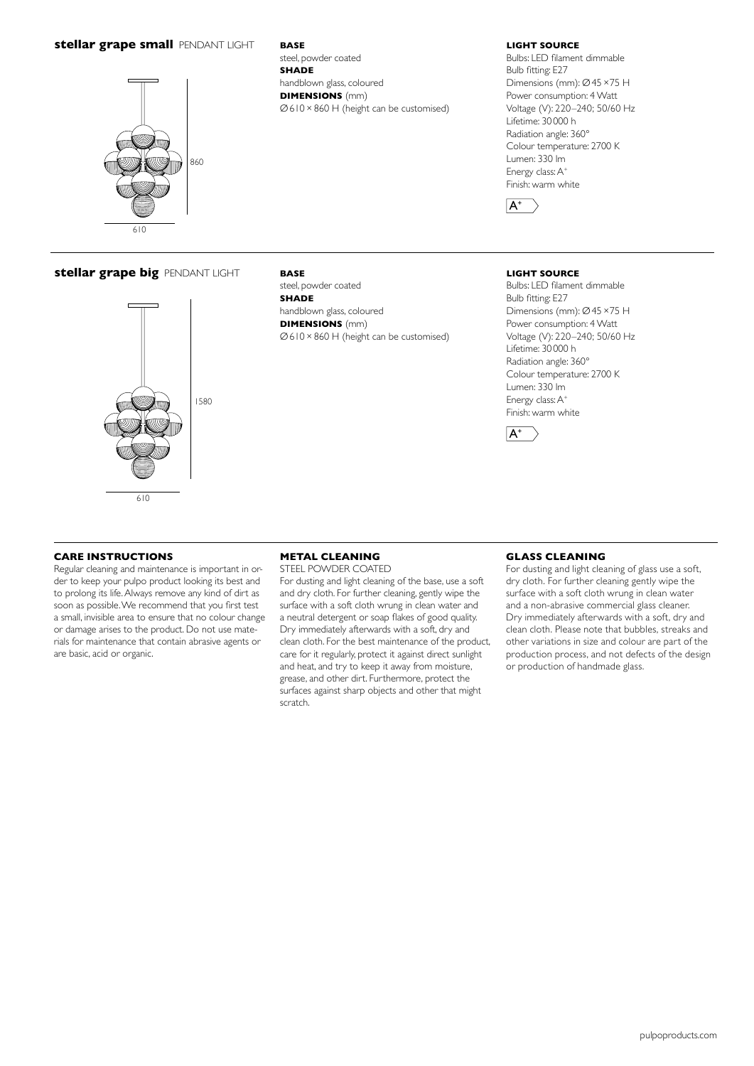## **stellar grape small** PENDANT LIGHT

860

610

**BASE**
steel, powder coated
**SHADE**
handblown glass, coloured
**DIMENSIONS** (mm)
Ø 610 × 860 H (height can be customised)

**LIGHT SOURCE**
Bulbs: LED filament dimmable
Bulb fitting: E27
Dimensions (mm): Ø 45 × 75 H
Power consumption: 4 Watt
Voltage (V): 220–240; 50/60 Hz
Lifetime: 30 000 h
Radiation angle: 360°
Colour temperature: 2700 K
Lumen: 330 lm
Energy class: A⁺
Finish: warm white

A⁺

## **stellar grape big** PENDANT LIGHT

1580

610

**BASE**
steel, powder coated
**SHADE**
handblown glass, coloured
**DIMENSIONS** (mm)
Ø 610 × 860 H (height can be customised)

**LIGHT SOURCE**
Bulbs: LED filament dimmable
Bulb fitting: E27
Dimensions (mm): Ø 45 × 75 H
Power consumption: 4 Watt
Voltage (V): 220–240; 50/60 Hz
Lifetime: 30 000 h
Radiation angle: 360°
Colour temperature: 2700 K
Lumen: 330 lm
Energy class: A⁺
Finish: warm white

A⁺

### **CARE INSTRUCTIONS**

Regular cleaning and maintenance is important in order to keep your pulpo product looking its best and to prolong its life. Always remove any kind of dirt as soon as possible. We recommend that you first test a small, invisible area to ensure that no colour change or damage arises to the product. Do not use materials for maintenance that contain abrasive agents or are basic, acid or organic.

### **METAL CLEANING**

STEEL POWDER COATED

For dusting and light cleaning of the base, use a soft and dry cloth. For further cleaning, gently wipe the surface with a soft cloth wrung in clean water and a neutral detergent or soap flakes of good quality. Dry immediately afterwards with a soft, dry and clean cloth. For the best maintenance of the product, care for it regularly, protect it against direct sunlight and heat, and try to keep it away from moisture, grease, and other dirt. Furthermore, protect the surfaces against sharp objects and other that might scratch.

### **GLASS CLEANING**

For dusting and light cleaning of glass use a soft, dry cloth. For further cleaning gently wipe the surface with a soft cloth wrung in clean water and a non-abrasive commercial glass cleaner. Dry immediately afterwards with a soft, dry and clean cloth. Please note that bubbles, streaks and other variations in size and colour are part of the production process, and not defects of the design or production of handmade glass.

pulpoproducts.com